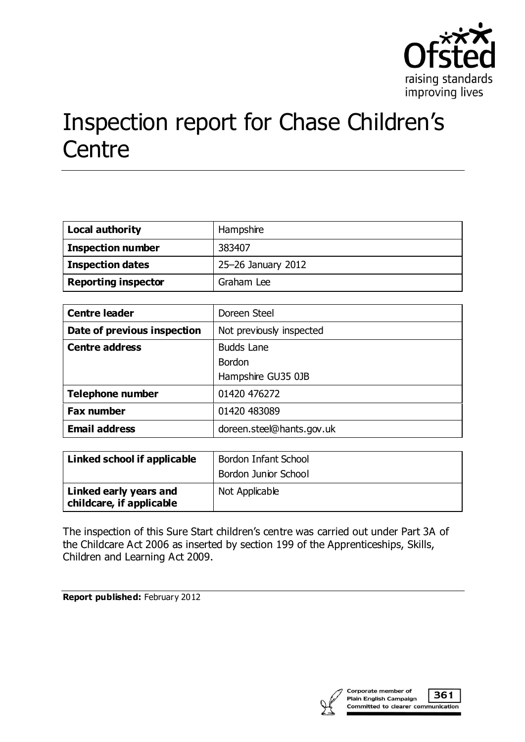# Inspection report for Chase Children's Centre

| Local authority | Hampshire |
|---|---|
| **Inspection number** | 383407 |
| **Inspection dates** | 25–26 January 2012 |
| **Reporting inspector** | Graham Lee |

| Centre leader | Doreen Steel |
|---|---|
| **Date of previous inspection** | Not previously inspected |
| **Centre address** | Budds Lane<br>Bordon<br>Hampshire GU35 0JB |
| **Telephone number** | 01420 476272 |
| **Fax number** | 01420 483089 |
| **Email address** | doreen.steel@hants.gov.uk |

| Linked school if applicable | Bordon Infant School<br>Bordon Junior School |
|---|---|
| **Linked early years and childcare, if applicable** | Not Applicable |

The inspection of this Sure Start children's centre was carried out under Part 3A of the Childcare Act 2006 as inserted by section 199 of the Apprenticeships, Skills, Children and Learning Act 2009.

**Report published:** February 2012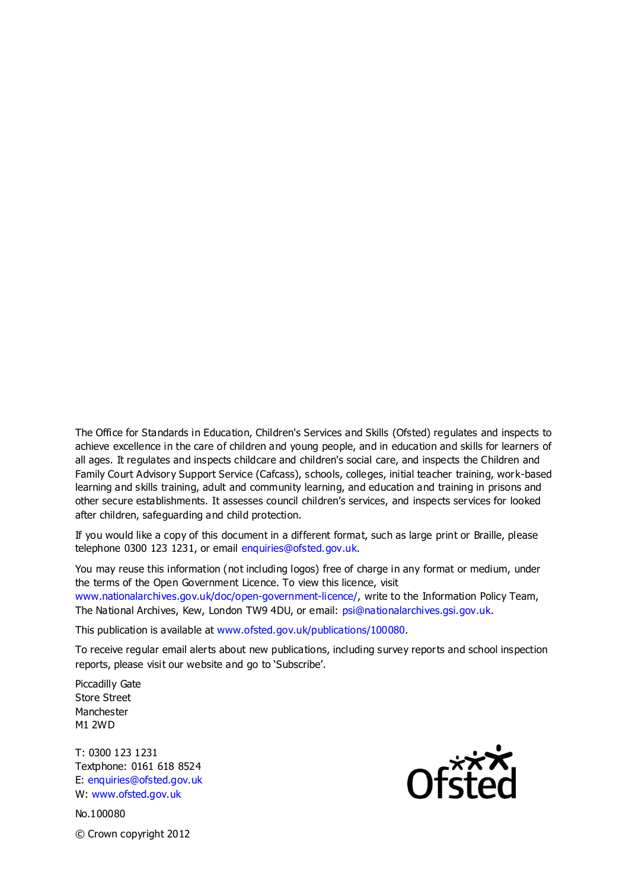The Office for Standards in Education, Children's Services and Skills (Ofsted) regulates and inspects to achieve excellence in the care of children and young people, and in education and skills for learners of all ages. It regulates and inspects childcare and children's social care, and inspects the Children and Family Court Advisory Support Service (Cafcass), schools, colleges, initial teacher training, work-based learning and skills training, adult and community learning, and education and training in prisons and other secure establishments. It assesses council children's services, and inspects services for looked after children, safeguarding and child protection.

If you would like a copy of this document in a different format, such as large print or Braille, please telephone 0300 123 1231, or email enquiries@ofsted.gov.uk.

You may reuse this information (not including logos) free of charge in any format or medium, under the terms of the Open Government Licence. To view this licence, visit www.nationalarchives.gov.uk/doc/open-government-licence/, write to the Information Policy Team, The National Archives, Kew, London TW9 4DU, or email: psi@nationalarchives.gsi.gov.uk.

This publication is available at www.ofsted.gov.uk/publications/100080.

To receive regular email alerts about new publications, including survey reports and school inspection reports, please visit our website and go to 'Subscribe'.

Piccadilly Gate
Store Street
Manchester
M1 2WD

T: 0300 123 1231
Textphone: 0161 618 8524
E: enquiries@ofsted.gov.uk
W: www.ofsted.gov.uk

No.100080

© Crown copyright 2012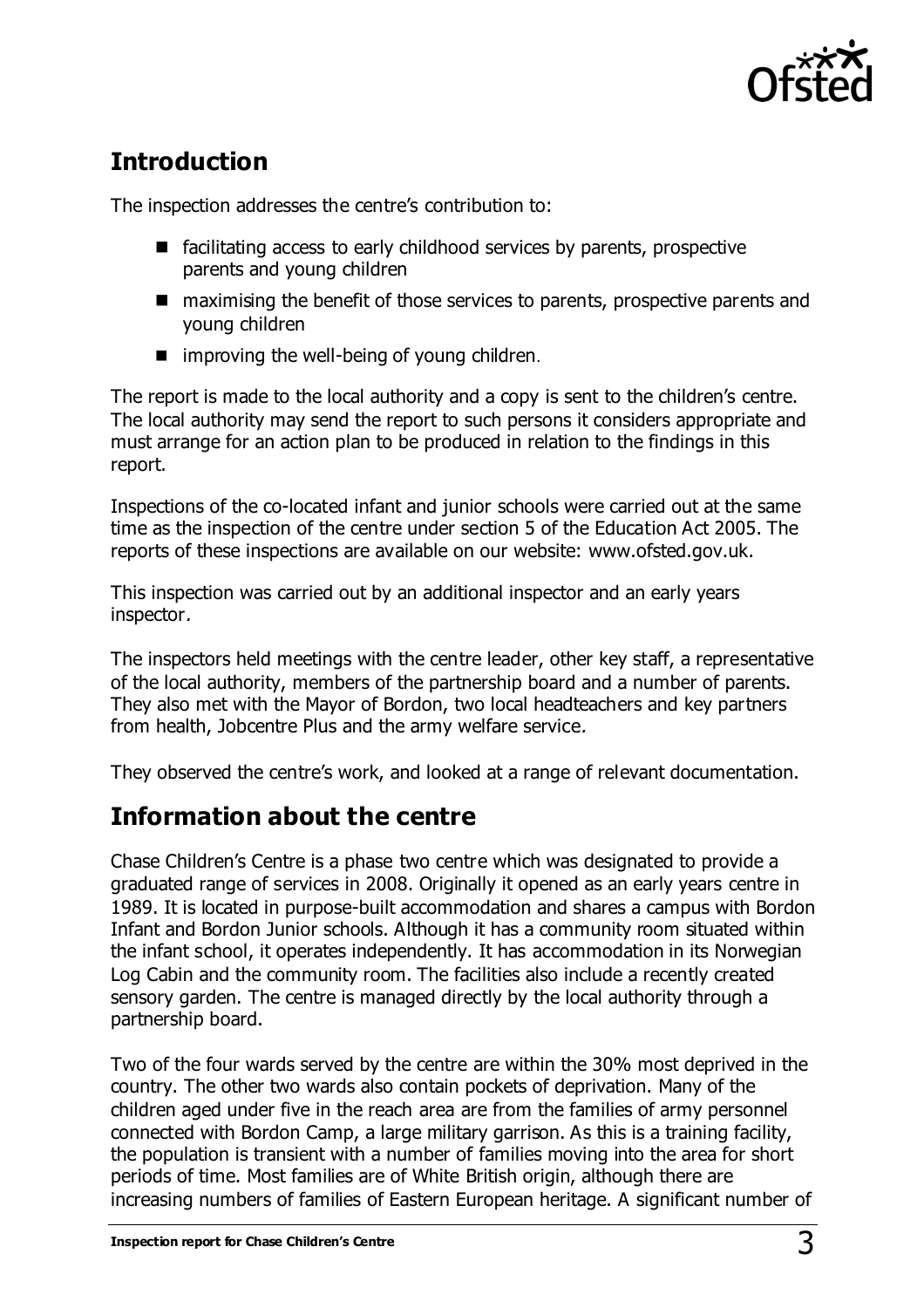## Introduction

The inspection addresses the centre's contribution to:

- facilitating access to early childhood services by parents, prospective parents and young children
- maximising the benefit of those services to parents, prospective parents and young children
- improving the well-being of young children.

The report is made to the local authority and a copy is sent to the children's centre. The local authority may send the report to such persons it considers appropriate and must arrange for an action plan to be produced in relation to the findings in this report.

Inspections of the co-located infant and junior schools were carried out at the same time as the inspection of the centre under section 5 of the Education Act 2005. The reports of these inspections are available on our website: www.ofsted.gov.uk.

This inspection was carried out by an additional inspector and an early years inspector*.*

The inspectors held meetings with the centre leader, other key staff, a representative of the local authority, members of the partnership board and a number of parents. They also met with the Mayor of Bordon, two local headteachers and key partners from health, Jobcentre Plus and the army welfare service*.*

They observed the centre's work, and looked at a range of relevant documentation.

## Information about the centre

Chase Children's Centre is a phase two centre which was designated to provide a graduated range of services in 2008. Originally it opened as an early years centre in 1989. It is located in purpose-built accommodation and shares a campus with Bordon Infant and Bordon Junior schools. Although it has a community room situated within the infant school, it operates independently. It has accommodation in its Norwegian Log Cabin and the community room. The facilities also include a recently created sensory garden. The centre is managed directly by the local authority through a partnership board.

Two of the four wards served by the centre are within the 30% most deprived in the country. The other two wards also contain pockets of deprivation. Many of the children aged under five in the reach area are from the families of army personnel connected with Bordon Camp, a large military garrison. As this is a training facility, the population is transient with a number of families moving into the area for short periods of time. Most families are of White British origin, although there are increasing numbers of families of Eastern European heritage. A significant number of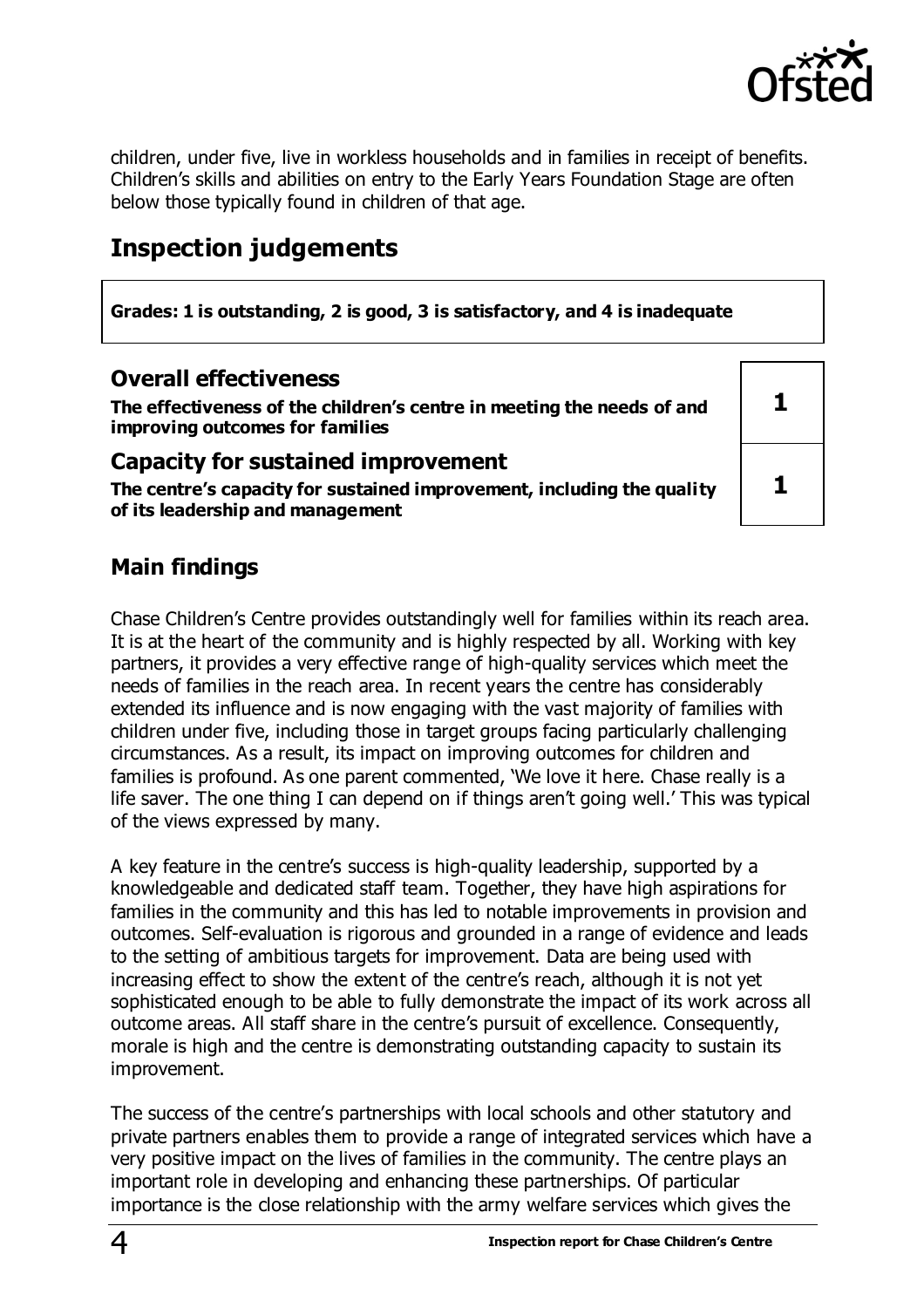children, under five, live in workless households and in families in receipt of benefits. Children's skills and abilities on entry to the Early Years Foundation Stage are often below those typically found in children of that age.

# Inspection judgements

**Grades: 1 is outstanding, 2 is good, 3 is satisfactory, and 4 is inadequate**

| | |
|---|---|
| **Overall effectiveness**<br>**The effectiveness of the children's centre in meeting the needs of and improving outcomes for families** | **1** |
| **Capacity for sustained improvement**<br>**The centre's capacity for sustained improvement, including the quality of its leadership and management** | **1** |

## Main findings

Chase Children's Centre provides outstandingly well for families within its reach area. It is at the heart of the community and is highly respected by all. Working with key partners, it provides a very effective range of high-quality services which meet the needs of families in the reach area. In recent years the centre has considerably extended its influence and is now engaging with the vast majority of families with children under five, including those in target groups facing particularly challenging circumstances. As a result, its impact on improving outcomes for children and families is profound. As one parent commented, 'We love it here. Chase really is a life saver. The one thing I can depend on if things aren't going well.' This was typical of the views expressed by many.

A key feature in the centre's success is high-quality leadership, supported by a knowledgeable and dedicated staff team. Together, they have high aspirations for families in the community and this has led to notable improvements in provision and outcomes. Self-evaluation is rigorous and grounded in a range of evidence and leads to the setting of ambitious targets for improvement. Data are being used with increasing effect to show the extent of the centre's reach, although it is not yet sophisticated enough to be able to fully demonstrate the impact of its work across all outcome areas. All staff share in the centre's pursuit of excellence. Consequently, morale is high and the centre is demonstrating outstanding capacity to sustain its improvement.

The success of the centre's partnerships with local schools and other statutory and private partners enables them to provide a range of integrated services which have a very positive impact on the lives of families in the community. The centre plays an important role in developing and enhancing these partnerships. Of particular importance is the close relationship with the army welfare services which gives the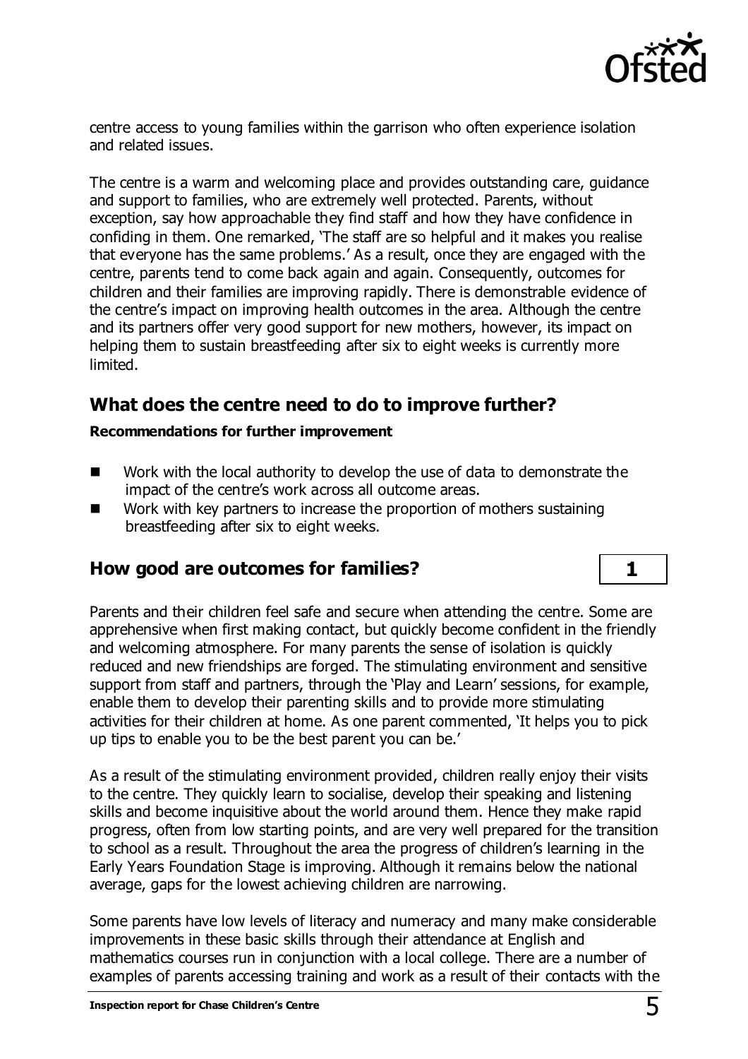centre access to young families within the garrison who often experience isolation and related issues.

The centre is a warm and welcoming place and provides outstanding care, guidance and support to families, who are extremely well protected. Parents, without exception, say how approachable they find staff and how they have confidence in confiding in them. One remarked, 'The staff are so helpful and it makes you realise that everyone has the same problems.' As a result, once they are engaged with the centre, parents tend to come back again and again. Consequently, outcomes for children and their families are improving rapidly. There is demonstrable evidence of the centre's impact on improving health outcomes in the area. Although the centre and its partners offer very good support for new mothers, however, its impact on helping them to sustain breastfeeding after six to eight weeks is currently more limited.

## What does the centre need to do to improve further?

**Recommendations for further improvement**

- Work with the local authority to develop the use of data to demonstrate the impact of the centre's work across all outcome areas.
- Work with key partners to increase the proportion of mothers sustaining breastfeeding after six to eight weeks.

## How good are outcomes for families?

**1**

Parents and their children feel safe and secure when attending the centre. Some are apprehensive when first making contact, but quickly become confident in the friendly and welcoming atmosphere. For many parents the sense of isolation is quickly reduced and new friendships are forged. The stimulating environment and sensitive support from staff and partners, through the 'Play and Learn' sessions, for example, enable them to develop their parenting skills and to provide more stimulating activities for their children at home. As one parent commented, 'It helps you to pick up tips to enable you to be the best parent you can be.'

As a result of the stimulating environment provided, children really enjoy their visits to the centre. They quickly learn to socialise, develop their speaking and listening skills and become inquisitive about the world around them. Hence they make rapid progress, often from low starting points, and are very well prepared for the transition to school as a result. Throughout the area the progress of children's learning in the Early Years Foundation Stage is improving. Although it remains below the national average, gaps for the lowest achieving children are narrowing.

Some parents have low levels of literacy and numeracy and many make considerable improvements in these basic skills through their attendance at English and mathematics courses run in conjunction with a local college. There are a number of examples of parents accessing training and work as a result of their contacts with the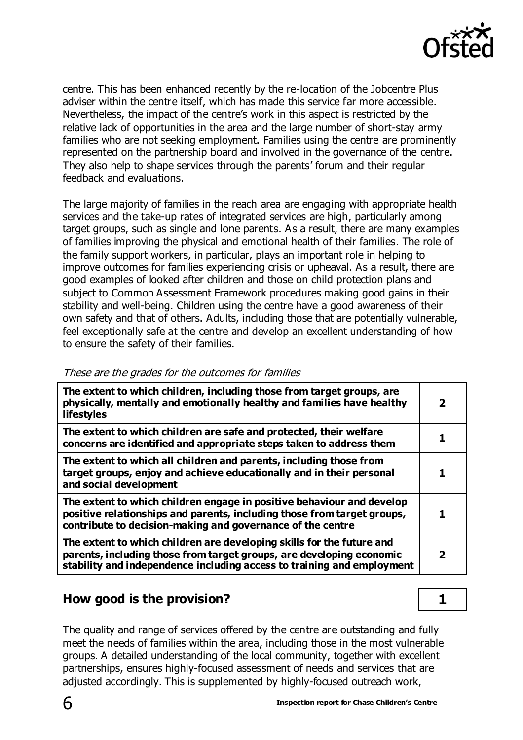centre. This has been enhanced recently by the re-location of the Jobcentre Plus adviser within the centre itself, which has made this service far more accessible. Nevertheless, the impact of the centre's work in this aspect is restricted by the relative lack of opportunities in the area and the large number of short-stay army families who are not seeking employment. Families using the centre are prominently represented on the partnership board and involved in the governance of the centre. They also help to shape services through the parents' forum and their regular feedback and evaluations.

The large majority of families in the reach area are engaging with appropriate health services and the take-up rates of integrated services are high, particularly among target groups, such as single and lone parents. As a result, there are many examples of families improving the physical and emotional health of their families. The role of the family support workers, in particular, plays an important role in helping to improve outcomes for families experiencing crisis or upheaval. As a result, there are good examples of looked after children and those on child protection plans and subject to Common Assessment Framework procedures making good gains in their stability and well-being. Children using the centre have a good awareness of their own safety and that of others. Adults, including those that are potentially vulnerable, feel exceptionally safe at the centre and develop an excellent understanding of how to ensure the safety of their families.

*These are the grades for the outcomes for families*

| | |
|---|---|
| **The extent to which children, including those from target groups, are physically, mentally and emotionally healthy and families have healthy lifestyles** | **2** |
| **The extent to which children are safe and protected, their welfare concerns are identified and appropriate steps taken to address them** | **1** |
| **The extent to which all children and parents, including those from target groups, enjoy and achieve educationally and in their personal and social development** | **1** |
| **The extent to which children engage in positive behaviour and develop positive relationships and parents, including those from target groups, contribute to decision-making and governance of the centre** | **1** |
| **The extent to which children are developing skills for the future and parents, including those from target groups, are developing economic stability and independence including access to training and employment** | **2** |

## How good is the provision? **1**

The quality and range of services offered by the centre are outstanding and fully meet the needs of families within the area, including those in the most vulnerable groups. A detailed understanding of the local community, together with excellent partnerships, ensures highly-focused assessment of needs and services that are adjusted accordingly. This is supplemented by highly-focused outreach work,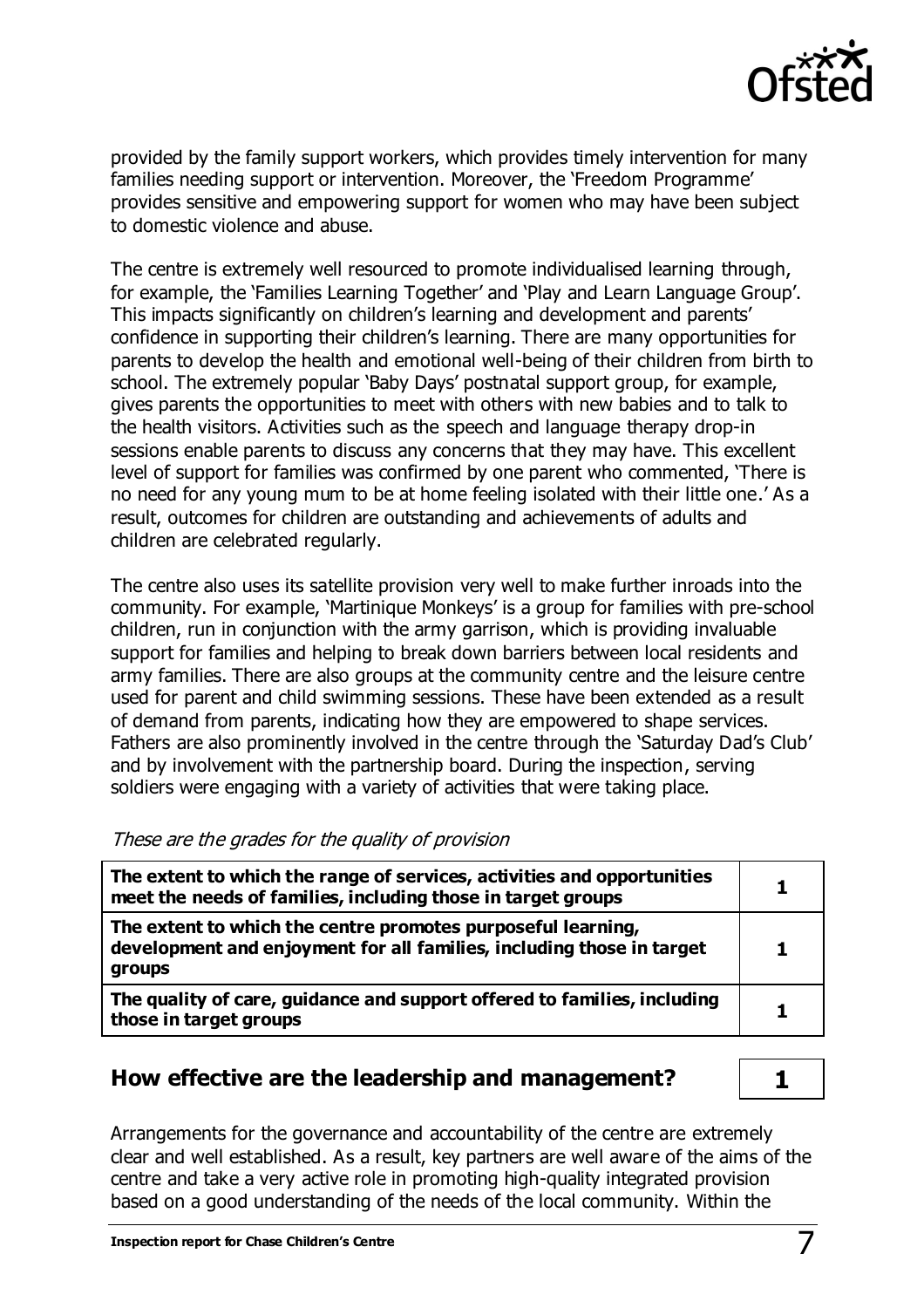provided by the family support workers, which provides timely intervention for many families needing support or intervention. Moreover, the 'Freedom Programme' provides sensitive and empowering support for women who may have been subject to domestic violence and abuse.

The centre is extremely well resourced to promote individualised learning through, for example, the 'Families Learning Together' and 'Play and Learn Language Group'. This impacts significantly on children's learning and development and parents' confidence in supporting their children's learning. There are many opportunities for parents to develop the health and emotional well-being of their children from birth to school. The extremely popular 'Baby Days' postnatal support group, for example, gives parents the opportunities to meet with others with new babies and to talk to the health visitors. Activities such as the speech and language therapy drop-in sessions enable parents to discuss any concerns that they may have. This excellent level of support for families was confirmed by one parent who commented, 'There is no need for any young mum to be at home feeling isolated with their little one.' As a result, outcomes for children are outstanding and achievements of adults and children are celebrated regularly.

The centre also uses its satellite provision very well to make further inroads into the community. For example, 'Martinique Monkeys' is a group for families with pre-school children, run in conjunction with the army garrison, which is providing invaluable support for families and helping to break down barriers between local residents and army families. There are also groups at the community centre and the leisure centre used for parent and child swimming sessions. These have been extended as a result of demand from parents, indicating how they are empowered to shape services. Fathers are also prominently involved in the centre through the 'Saturday Dad's Club' and by involvement with the partnership board. During the inspection, serving soldiers were engaging with a variety of activities that were taking place.

*These are the grades for the quality of provision*

| | |
|---|---|
| **The extent to which the range of services, activities and opportunities meet the needs of families, including those in target groups** | **1** |
| **The extent to which the centre promotes purposeful learning, development and enjoyment for all families, including those in target groups** | **1** |
| **The quality of care, guidance and support offered to families, including those in target groups** | **1** |

## How effective are the leadership and management? **1**

Arrangements for the governance and accountability of the centre are extremely clear and well established. As a result, key partners are well aware of the aims of the centre and take a very active role in promoting high-quality integrated provision based on a good understanding of the needs of the local community. Within the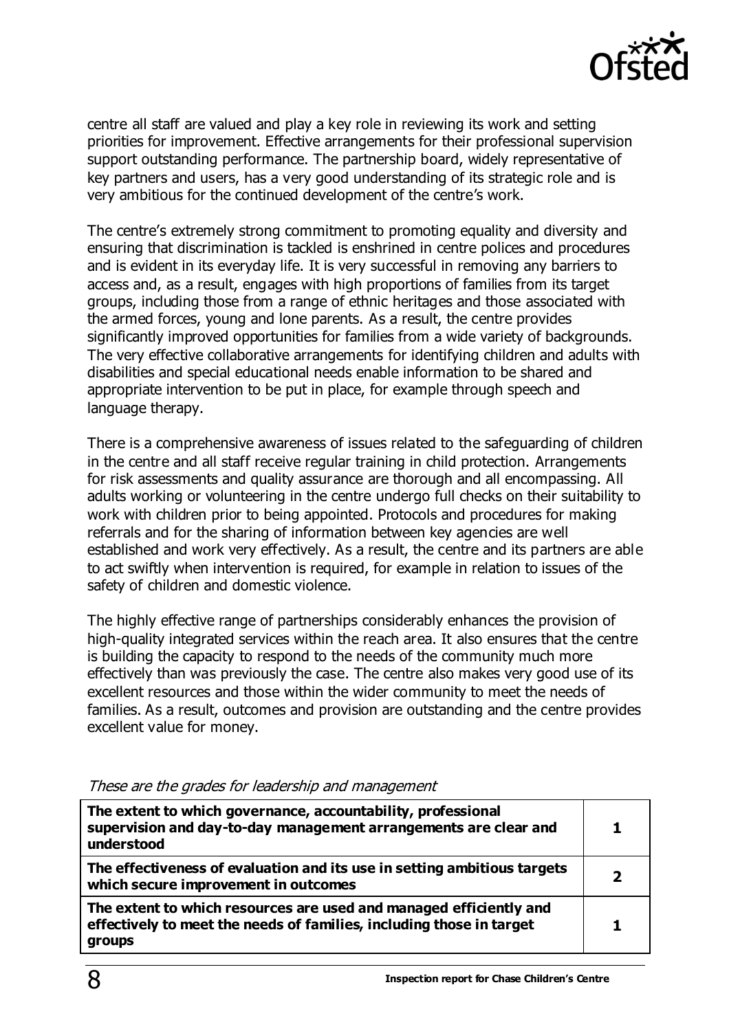centre all staff are valued and play a key role in reviewing its work and setting priorities for improvement. Effective arrangements for their professional supervision support outstanding performance. The partnership board, widely representative of key partners and users, has a very good understanding of its strategic role and is very ambitious for the continued development of the centre's work.

The centre's extremely strong commitment to promoting equality and diversity and ensuring that discrimination is tackled is enshrined in centre polices and procedures and is evident in its everyday life. It is very successful in removing any barriers to access and, as a result, engages with high proportions of families from its target groups, including those from a range of ethnic heritages and those associated with the armed forces, young and lone parents. As a result, the centre provides significantly improved opportunities for families from a wide variety of backgrounds. The very effective collaborative arrangements for identifying children and adults with disabilities and special educational needs enable information to be shared and appropriate intervention to be put in place, for example through speech and language therapy.

There is a comprehensive awareness of issues related to the safeguarding of children in the centre and all staff receive regular training in child protection. Arrangements for risk assessments and quality assurance are thorough and all encompassing. All adults working or volunteering in the centre undergo full checks on their suitability to work with children prior to being appointed. Protocols and procedures for making referrals and for the sharing of information between key agencies are well established and work very effectively. As a result, the centre and its partners are able to act swiftly when intervention is required, for example in relation to issues of the safety of children and domestic violence.

The highly effective range of partnerships considerably enhances the provision of high-quality integrated services within the reach area. It also ensures that the centre is building the capacity to respond to the needs of the community much more effectively than was previously the case. The centre also makes very good use of its excellent resources and those within the wider community to meet the needs of families. As a result, outcomes and provision are outstanding and the centre provides excellent value for money.

*These are the grades for leadership and management*

| | |
|---|---|
| **The extent to which governance, accountability, professional supervision and day-to-day management arrangements are clear and understood** | **1** |
| **The effectiveness of evaluation and its use in setting ambitious targets which secure improvement in outcomes** | **2** |
| **The extent to which resources are used and managed efficiently and effectively to meet the needs of families, including those in target groups** | **1** |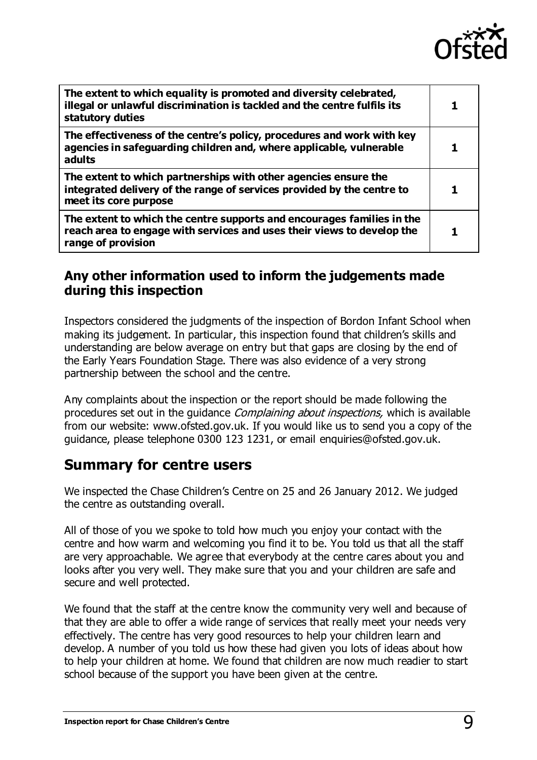| | |
|---|---|
| **The extent to which equality is promoted and diversity celebrated, illegal or unlawful discrimination is tackled and the centre fulfils its statutory duties** | **1** |
| **The effectiveness of the centre's policy, procedures and work with key agencies in safeguarding children and, where applicable, vulnerable adults** | **1** |
| **The extent to which partnerships with other agencies ensure the integrated delivery of the range of services provided by the centre to meet its core purpose** | **1** |
| **The extent to which the centre supports and encourages families in the reach area to engage with services and uses their views to develop the range of provision** | **1** |

### Any other information used to inform the judgements made during this inspection

Inspectors considered the judgments of the inspection of Bordon Infant School when making its judgement. In particular, this inspection found that children's skills and understanding are below average on entry but that gaps are closing by the end of the Early Years Foundation Stage. There was also evidence of a very strong partnership between the school and the centre.

Any complaints about the inspection or the report should be made following the procedures set out in the guidance *Complaining about inspections,* which is available from our website: www.ofsted.gov.uk. If you would like us to send you a copy of the guidance, please telephone 0300 123 1231, or email enquiries@ofsted.gov.uk.

## Summary for centre users

We inspected the Chase Children's Centre on 25 and 26 January 2012. We judged the centre as outstanding overall.

All of those of you we spoke to told how much you enjoy your contact with the centre and how warm and welcoming you find it to be. You told us that all the staff are very approachable. We agree that everybody at the centre cares about you and looks after you very well. They make sure that you and your children are safe and secure and well protected.

We found that the staff at the centre know the community very well and because of that they are able to offer a wide range of services that really meet your needs very effectively. The centre has very good resources to help your children learn and develop. A number of you told us how these had given you lots of ideas about how to help your children at home. We found that children are now much readier to start school because of the support you have been given at the centre.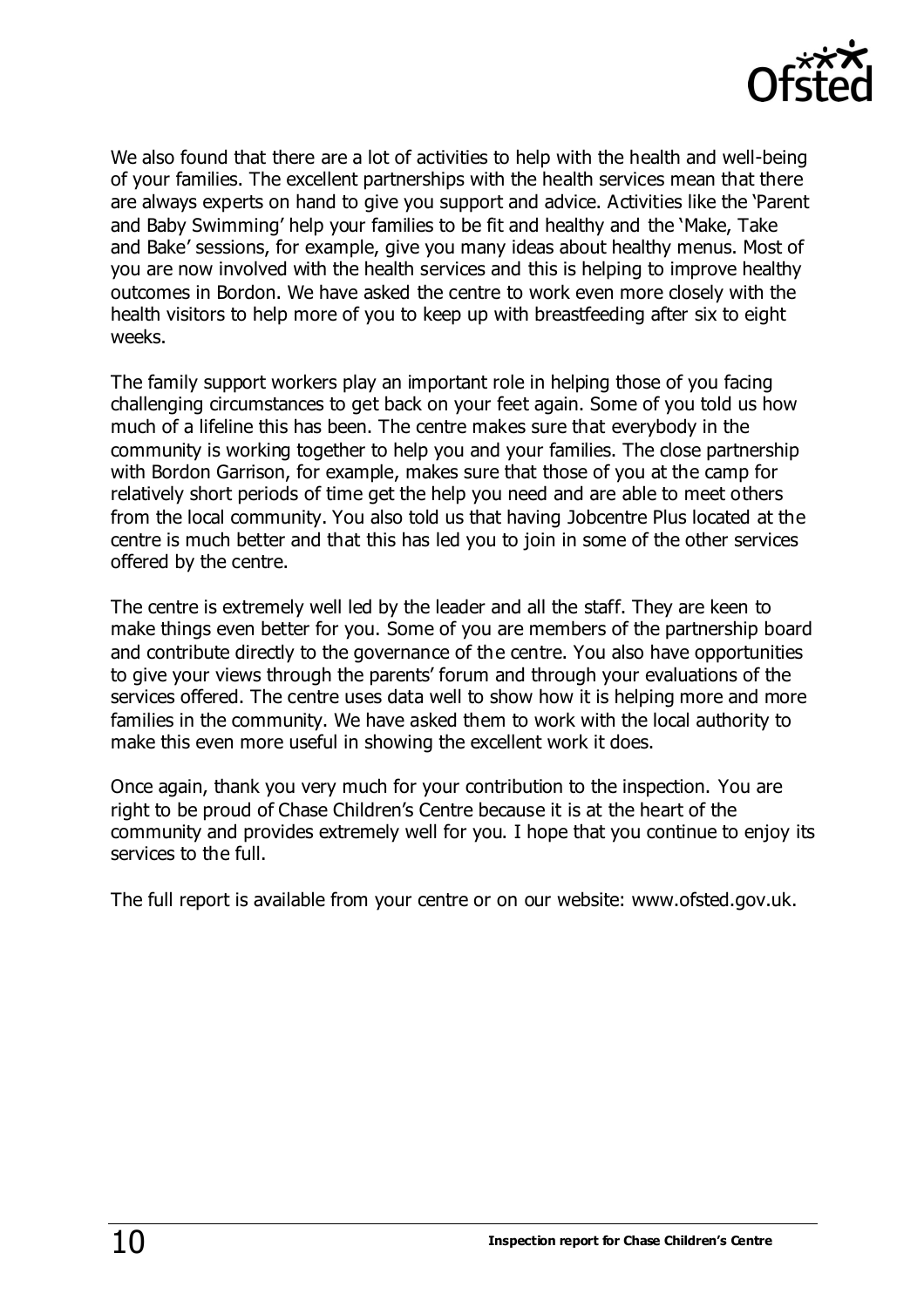We also found that there are a lot of activities to help with the health and well-being of your families. The excellent partnerships with the health services mean that there are always experts on hand to give you support and advice. Activities like the 'Parent and Baby Swimming' help your families to be fit and healthy and the 'Make, Take and Bake' sessions, for example, give you many ideas about healthy menus. Most of you are now involved with the health services and this is helping to improve healthy outcomes in Bordon. We have asked the centre to work even more closely with the health visitors to help more of you to keep up with breastfeeding after six to eight weeks.

The family support workers play an important role in helping those of you facing challenging circumstances to get back on your feet again. Some of you told us how much of a lifeline this has been. The centre makes sure that everybody in the community is working together to help you and your families. The close partnership with Bordon Garrison, for example, makes sure that those of you at the camp for relatively short periods of time get the help you need and are able to meet others from the local community. You also told us that having Jobcentre Plus located at the centre is much better and that this has led you to join in some of the other services offered by the centre.

The centre is extremely well led by the leader and all the staff. They are keen to make things even better for you. Some of you are members of the partnership board and contribute directly to the governance of the centre. You also have opportunities to give your views through the parents' forum and through your evaluations of the services offered. The centre uses data well to show how it is helping more and more families in the community. We have asked them to work with the local authority to make this even more useful in showing the excellent work it does.

Once again, thank you very much for your contribution to the inspection. You are right to be proud of Chase Children's Centre because it is at the heart of the community and provides extremely well for you. I hope that you continue to enjoy its services to the full.

The full report is available from your centre or on our website: www.ofsted.gov.uk.